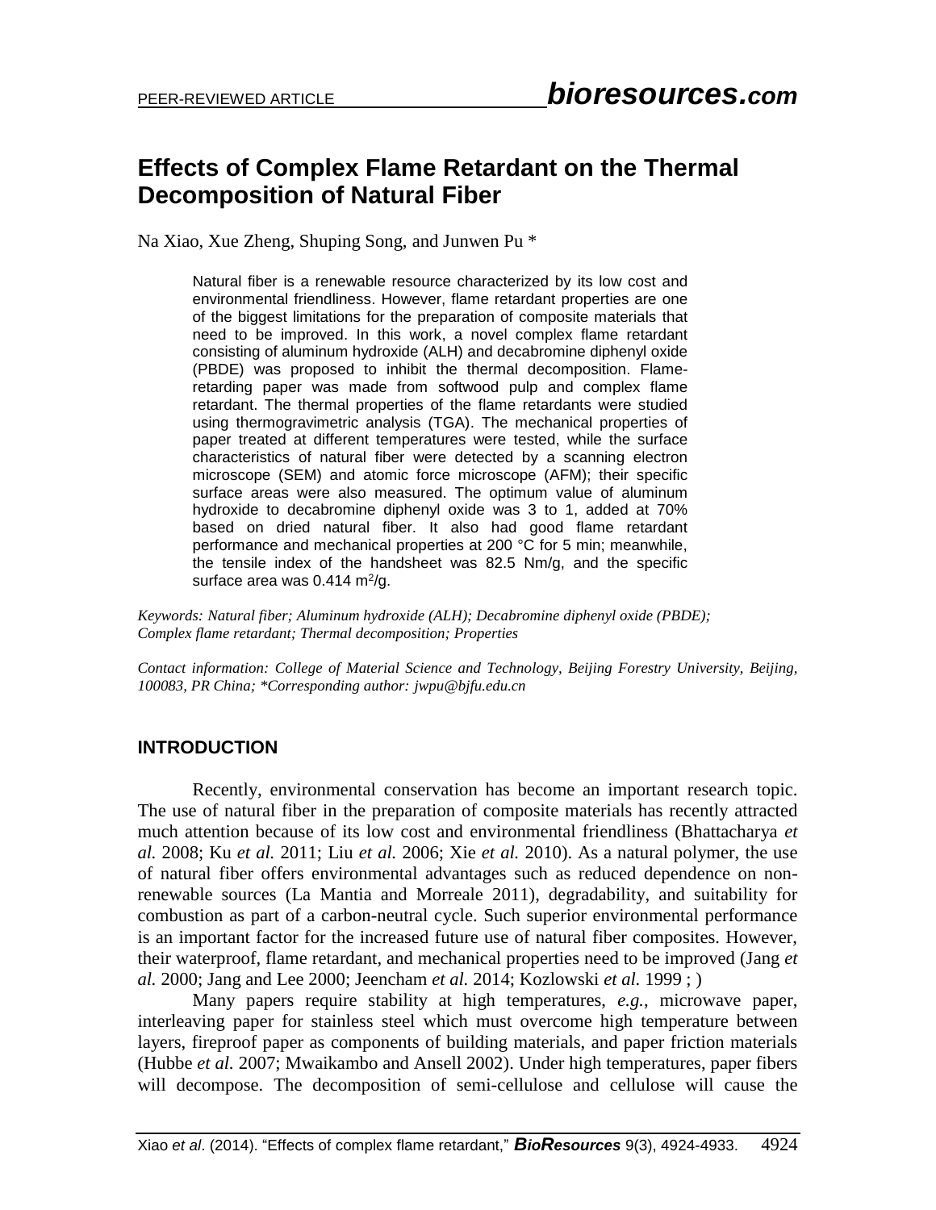# Effects of Complex Flame Retardant on the Thermal Decomposition of Natural Fiber

Na Xiao, Xue Zheng, Shuping Song, and Junwen Pu *

> Natural fiber is a renewable resource characterized by its low cost and environmental friendliness. However, flame retardant properties are one of the biggest limitations for the preparation of composite materials that need to be improved. In this work, a novel complex flame retardant consisting of aluminum hydroxide (ALH) and decabromine diphenyl oxide (PBDE) was proposed to inhibit the thermal decomposition. Flame-retarding paper was made from softwood pulp and complex flame retardant. The thermal properties of the flame retardants were studied using thermogravimetric analysis (TGA). The mechanical properties of paper treated at different temperatures were tested, while the surface characteristics of natural fiber were detected by a scanning electron microscope (SEM) and atomic force microscope (AFM); their specific surface areas were also measured. The optimum value of aluminum hydroxide to decabromine diphenyl oxide was 3 to 1, added at 70% based on dried natural fiber. It also had good flame retardant performance and mechanical properties at 200 °C for 5 min; meanwhile, the tensile index of the handsheet was 82.5 Nm/g, and the specific surface area was 0.414 $m^2$/g.

*Keywords: Natural fiber; Aluminum hydroxide (ALH); Decabromine diphenyl oxide (PBDE); Complex flame retardant; Thermal decomposition; Properties*

*Contact information: College of Material Science and Technology, Beijing Forestry University, Beijing, 100083, PR China; *Corresponding author: jwpu@bjfu.edu.cn*

## INTRODUCTION

Recently, environmental conservation has become an important research topic. The use of natural fiber in the preparation of composite materials has recently attracted much attention because of its low cost and environmental friendliness (Bhattacharya *et al.* 2008; Ku *et al.* 2011; Liu *et al.* 2006; Xie *et al.* 2010). As a natural polymer, the use of natural fiber offers environmental advantages such as reduced dependence on non-renewable sources (La Mantia and Morreale 2011), degradability, and suitability for combustion as part of a carbon-neutral cycle. Such superior environmental performance is an important factor for the increased future use of natural fiber composites. However, their waterproof, flame retardant, and mechanical properties need to be improved (Jang *et al.* 2000; Jang and Lee 2000; Jeencham *et al.* 2014; Kozlowski *et al.* 1999 ; )

Many papers require stability at high temperatures, *e.g.*, microwave paper, interleaving paper for stainless steel which must overcome high temperature between layers, fireproof paper as components of building materials, and paper friction materials (Hubbe *et al.* 2007; Mwaikambo and Ansell 2002). Under high temperatures, paper fibers will decompose. The decomposition of semi-cellulose and cellulose will cause the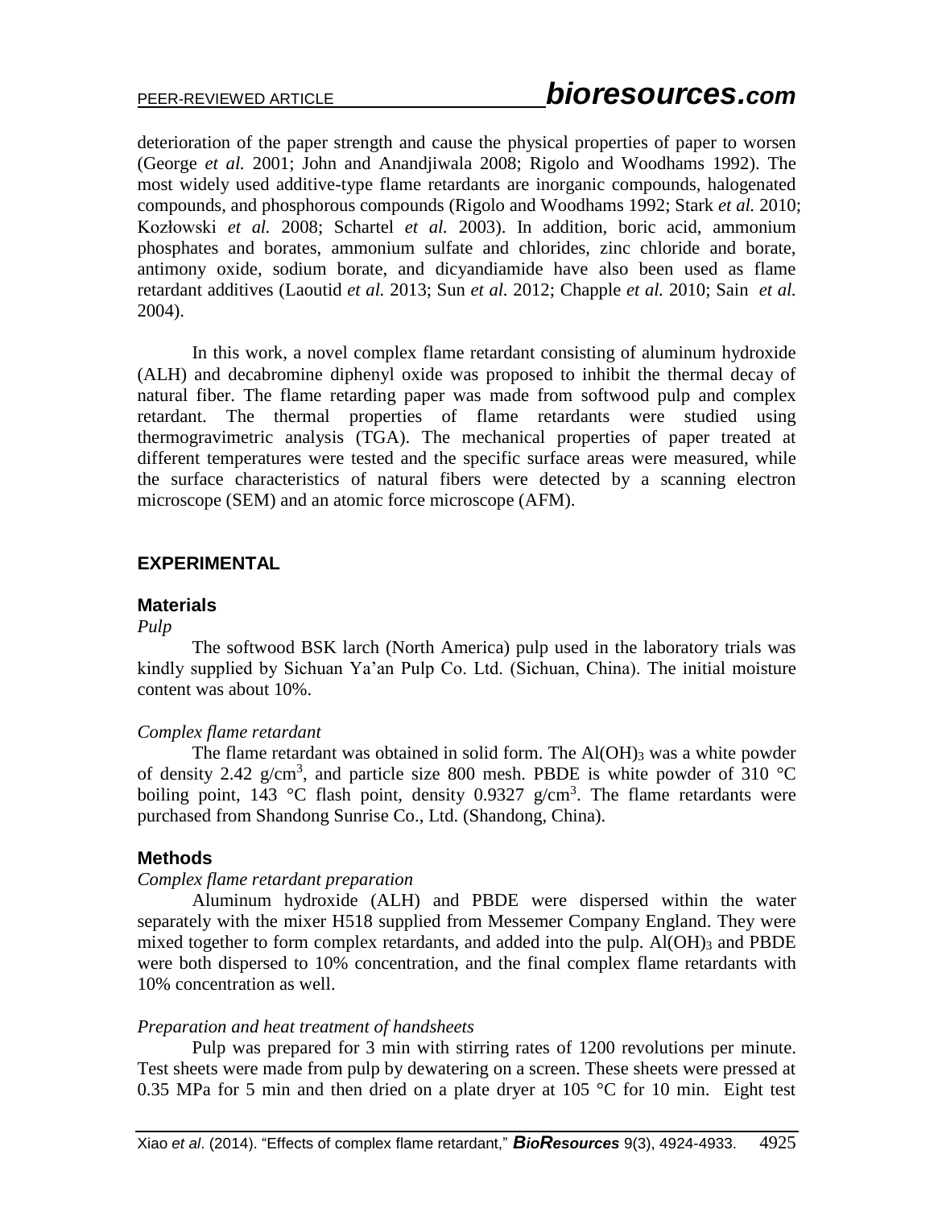deterioration of the paper strength and cause the physical properties of paper to worsen (George *et al.* 2001; John and Anandjiwala 2008; Rigolo and Woodhams 1992). The most widely used additive-type flame retardants are inorganic compounds, halogenated compounds, and phosphorous compounds (Rigolo and Woodhams 1992; Stark *et al.* 2010; Kozłowski *et al.* 2008; Schartel *et al.* 2003). In addition, boric acid, ammonium phosphates and borates, ammonium sulfate and chlorides, zinc chloride and borate, antimony oxide, sodium borate, and dicyandiamide have also been used as flame retardant additives (Laoutid *et al.* 2013; Sun *et al.* 2012; Chapple *et al.* 2010; Sain *et al.* 2004).

In this work, a novel complex flame retardant consisting of aluminum hydroxide (ALH) and decabromine diphenyl oxide was proposed to inhibit the thermal decay of natural fiber. The flame retarding paper was made from softwood pulp and complex retardant. The thermal properties of flame retardants were studied using thermogravimetric analysis (TGA). The mechanical properties of paper treated at different temperatures were tested and the specific surface areas were measured, while the surface characteristics of natural fibers were detected by a scanning electron microscope (SEM) and an atomic force microscope (AFM).

## EXPERIMENTAL

### Materials

*Pulp*

The softwood BSK larch (North America) pulp used in the laboratory trials was kindly supplied by Sichuan Ya'an Pulp Co. Ltd. (Sichuan, China). The initial moisture content was about 10%.

*Complex flame retardant*

The flame retardant was obtained in solid form. The $Al(OH)_3$ was a white powder of density 2.42 g/cm$^3$, and particle size 800 mesh. PBDE is white powder of 310 °C boiling point, 143 °C flash point, density 0.9327 g/cm$^3$. The flame retardants were purchased from Shandong Sunrise Co., Ltd. (Shandong, China).

### Methods

*Complex flame retardant preparation*

Aluminum hydroxide (ALH) and PBDE were dispersed within the water separately with the mixer H518 supplied from Messemer Company England. They were mixed together to form complex retardants, and added into the pulp. $Al(OH)_3$ and PBDE were both dispersed to 10% concentration, and the final complex flame retardants with 10% concentration as well.

*Preparation and heat treatment of handsheets*

Pulp was prepared for 3 min with stirring rates of 1200 revolutions per minute. Test sheets were made from pulp by dewatering on a screen. These sheets were pressed at 0.35 MPa for 5 min and then dried on a plate dryer at 105 °C for 10 min. Eight test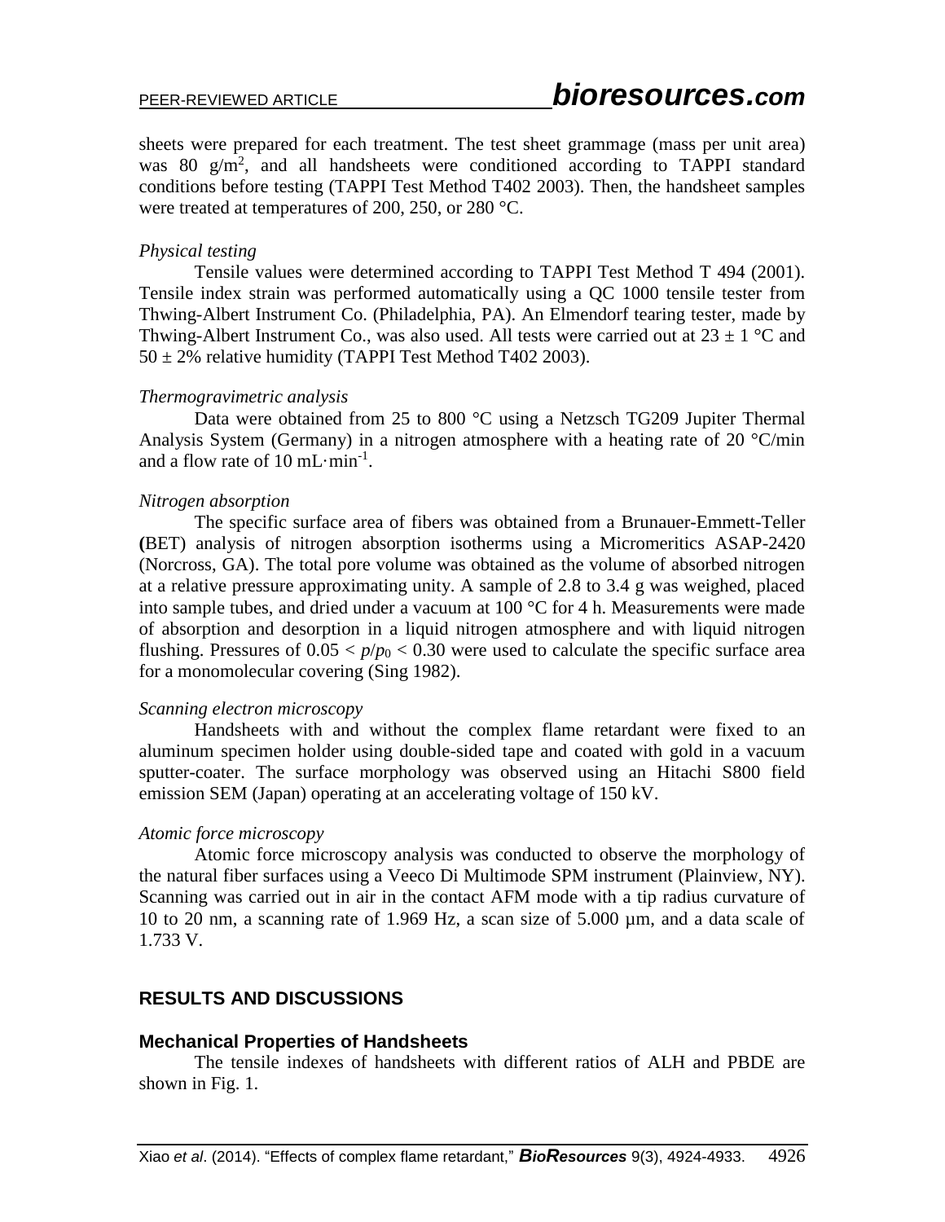sheets were prepared for each treatment. The test sheet grammage (mass per unit area) was 80 $g/m^2$, and all handsheets were conditioned according to TAPPI standard conditions before testing (TAPPI Test Method T402 2003). Then, the handsheet samples were treated at temperatures of 200, 250, or 280 °C.

*Physical testing*

Tensile values were determined according to TAPPI Test Method T 494 (2001). Tensile index strain was performed automatically using a QC 1000 tensile tester from Thwing-Albert Instrument Co. (Philadelphia, PA). An Elmendorf tearing tester, made by Thwing-Albert Instrument Co., was also used. All tests were carried out at $23 \pm 1$ °C and $50 \pm 2\%$ relative humidity (TAPPI Test Method T402 2003).

*Thermogravimetric analysis*

Data were obtained from 25 to 800 °C using a Netzsch TG209 Jupiter Thermal Analysis System (Germany) in a nitrogen atmosphere with a heating rate of 20 °C/min and a flow rate of 10 $mL \cdot min^{-1}$.

*Nitrogen absorption*

The specific surface area of fibers was obtained from a Brunauer-Emmett-Teller (BET) analysis of nitrogen absorption isotherms using a Micromeritics ASAP-2420 (Norcross, GA). The total pore volume was obtained as the volume of absorbed nitrogen at a relative pressure approximating unity. A sample of 2.8 to 3.4 g was weighed, placed into sample tubes, and dried under a vacuum at 100 °C for 4 h. Measurements were made of absorption and desorption in a liquid nitrogen atmosphere and with liquid nitrogen flushing. Pressures of $0.05 < p/p_0 < 0.30$ were used to calculate the specific surface area for a monomolecular covering (Sing 1982).

*Scanning electron microscopy*

Handsheets with and without the complex flame retardant were fixed to an aluminum specimen holder using double-sided tape and coated with gold in a vacuum sputter-coater. The surface morphology was observed using an Hitachi S800 field emission SEM (Japan) operating at an accelerating voltage of 150 kV.

*Atomic force microscopy*

Atomic force microscopy analysis was conducted to observe the morphology of the natural fiber surfaces using a Veeco Di Multimode SPM instrument (Plainview, NY). Scanning was carried out in air in the contact AFM mode with a tip radius curvature of 10 to 20 nm, a scanning rate of 1.969 Hz, a scan size of 5.000 µm, and a data scale of 1.733 V.

## RESULTS AND DISCUSSIONS

### Mechanical Properties of Handsheets

The tensile indexes of handsheets with different ratios of ALH and PBDE are shown in Fig. 1.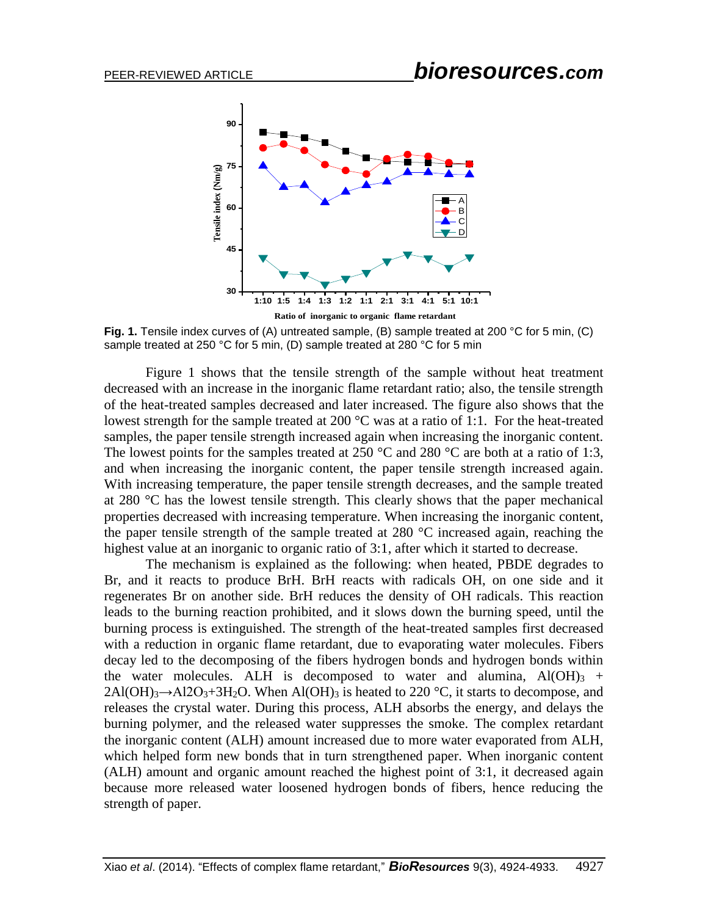**Fig. 1.** Tensile index curves of (A) untreated sample, (B) sample treated at 200 °C for 5 min, (C) sample treated at 250 °C for 5 min, (D) sample treated at 280 °C for 5 min

Figure 1 shows that the tensile strength of the sample without heat treatment decreased with an increase in the inorganic flame retardant ratio; also, the tensile strength of the heat-treated samples decreased and later increased. The figure also shows that the lowest strength for the sample treated at 200 °C was at a ratio of 1:1. For the heat-treated samples, the paper tensile strength increased again when increasing the inorganic content. The lowest points for the samples treated at 250 °C and 280 °C are both at a ratio of 1:3, and when increasing the inorganic content, the paper tensile strength increased again. With increasing temperature, the paper tensile strength decreases, and the sample treated at 280 °C has the lowest tensile strength. This clearly shows that the paper mechanical properties decreased with increasing temperature. When increasing the inorganic content, the paper tensile strength of the sample treated at 280 °C increased again, reaching the highest value at an inorganic to organic ratio of 3:1, after which it started to decrease.

The mechanism is explained as the following: when heated, PBDE degrades to Br, and it reacts to produce BrH. BrH reacts with radicals OH, on one side and it regenerates Br on another side. BrH reduces the density of OH radicals. This reaction leads to the burning reaction prohibited, and it slows down the burning speed, until the burning process is extinguished. The strength of the heat-treated samples first decreased with a reduction in organic flame retardant, due to evaporating water molecules. Fibers decay led to the decomposing of the fibers hydrogen bonds and hydrogen bonds within the water molecules. ALH is decomposed to water and alumina, $Al(OH)_3$ + $2Al(OH)_3 \rightarrow Al2O_3 + 3H_2O$. When $Al(OH)_3$ is heated to 220 °C, it starts to decompose, and releases the crystal water. During this process, ALH absorbs the energy, and delays the burning polymer, and the released water suppresses the smoke. The complex retardant the inorganic content (ALH) amount increased due to more water evaporated from ALH, which helped form new bonds that in turn strengthened paper. When inorganic content (ALH) amount and organic amount reached the highest point of 3:1, it decreased again because more released water loosened hydrogen bonds of fibers, hence reducing the strength of paper.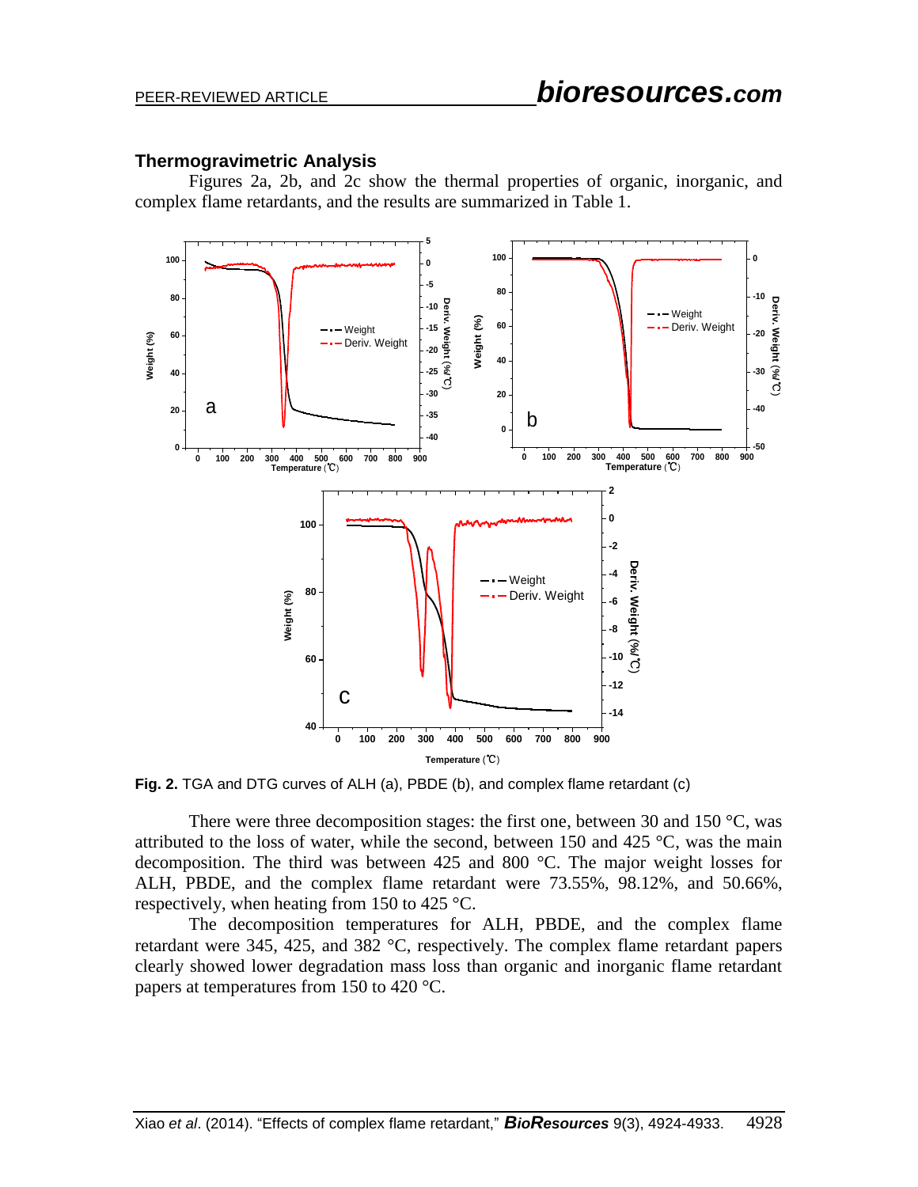### Thermogravimetric Analysis

Figures 2a, 2b, and 2c show the thermal properties of organic, inorganic, and complex flame retardants, and the results are summarized in Table 1.

**Fig. 2.** TGA and DTG curves of ALH (a), PBDE (b), and complex flame retardant (c)

There were three decomposition stages: the first one, between 30 and 150 °C, was attributed to the loss of water, while the second, between 150 and 425 °C, was the main decomposition. The third was between 425 and 800 °C. The major weight losses for ALH, PBDE, and the complex flame retardant were 73.55%, 98.12%, and 50.66%, respectively, when heating from 150 to 425 °C.

The decomposition temperatures for ALH, PBDE, and the complex flame retardant were 345, 425, and 382 °C, respectively. The complex flame retardant papers clearly showed lower degradation mass loss than organic and inorganic flame retardant papers at temperatures from 150 to 420 °C.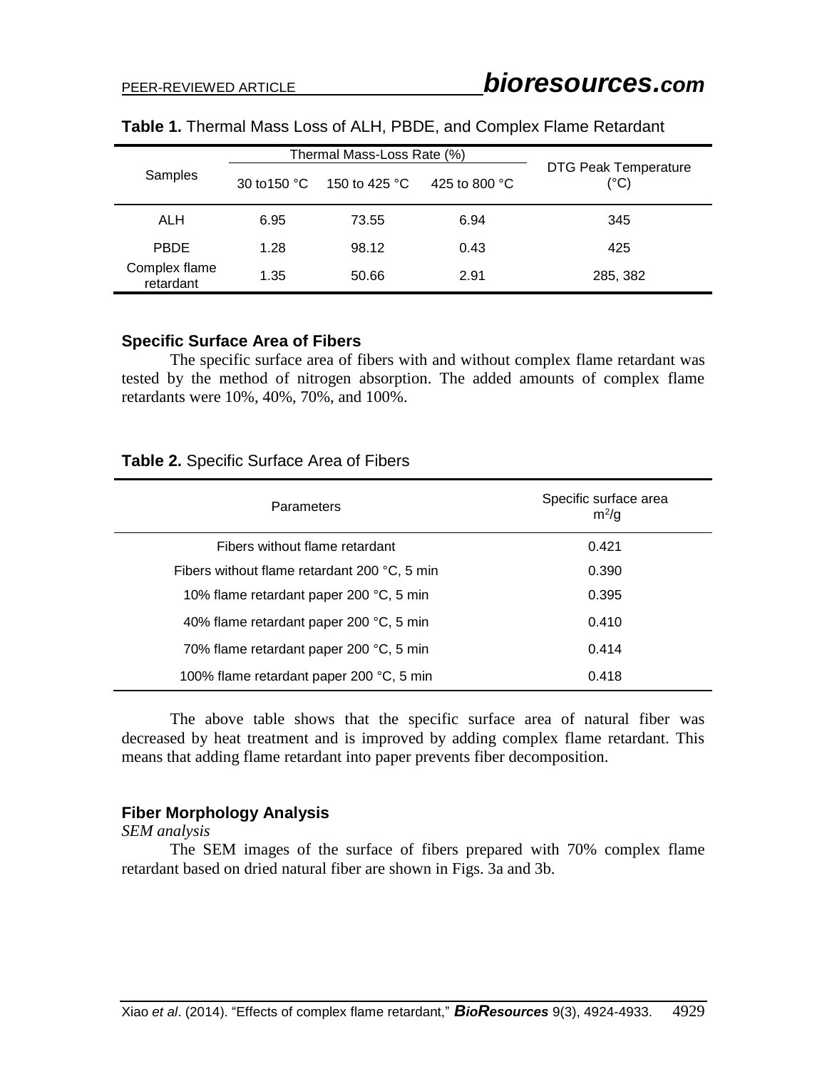**Table 1.** Thermal Mass Loss of ALH, PBDE, and Complex Flame Retardant

| Samples | Thermal Mass-Loss Rate (%) | | | DTG Peak Temperature (°C) |
|---|---|---|---|---|
| | 30 to150 °C | 150 to 425 °C | 425 to 800 °C | |
| ALH | 6.95 | 73.55 | 6.94 | 345 |
| PBDE | 1.28 | 98.12 | 0.43 | 425 |
| Complex flame retardant | 1.35 | 50.66 | 2.91 | 285, 382 |

### Specific Surface Area of Fibers

The specific surface area of fibers with and without complex flame retardant was tested by the method of nitrogen absorption. The added amounts of complex flame retardants were 10%, 40%, 70%, and 100%.

**Table 2.** Specific Surface Area of Fibers

| Parameters | Specific surface area $m^2/g$ |
|---|---|
| Fibers without flame retardant | 0.421 |
| Fibers without flame retardant 200 °C, 5 min | 0.390 |
| 10% flame retardant paper 200 °C, 5 min | 0.395 |
| 40% flame retardant paper 200 °C, 5 min | 0.410 |
| 70% flame retardant paper 200 °C, 5 min | 0.414 |
| 100% flame retardant paper 200 °C, 5 min | 0.418 |

The above table shows that the specific surface area of natural fiber was decreased by heat treatment and is improved by adding complex flame retardant. This means that adding flame retardant into paper prevents fiber decomposition.

### Fiber Morphology Analysis

*SEM analysis*

The SEM images of the surface of fibers prepared with 70% complex flame retardant based on dried natural fiber are shown in Figs. 3a and 3b.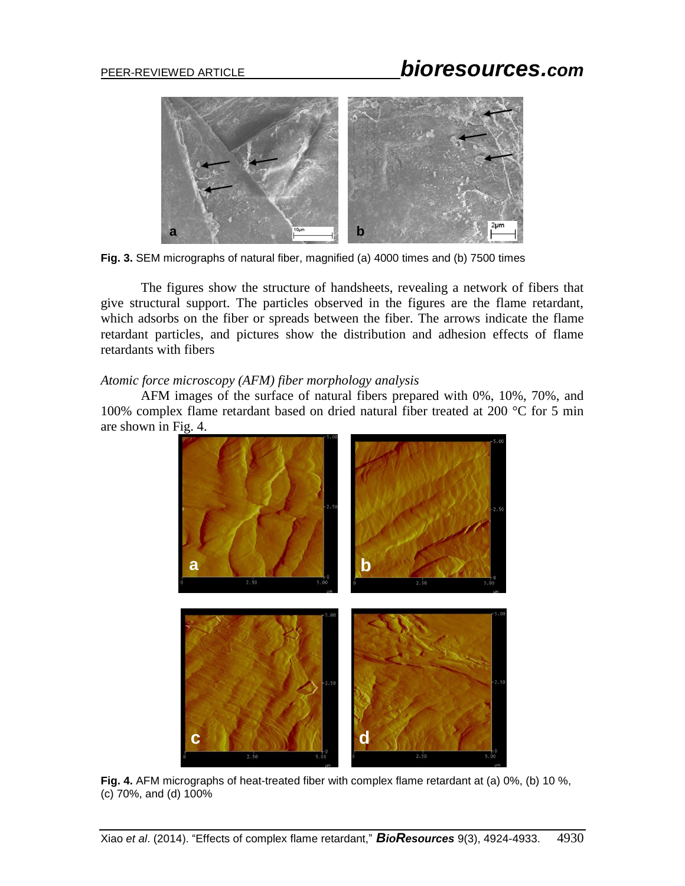Fig. 3. SEM micrographs of natural fiber, magnified (a) 4000 times and (b) 7500 times

The figures show the structure of handsheets, revealing a network of fibers that give structural support. The particles observed in the figures are the flame retardant, which adsorbs on the fiber or spreads between the fiber. The arrows indicate the flame retardant particles, and pictures show the distribution and adhesion effects of flame retardants with fibers

*Atomic force microscopy (AFM) fiber morphology analysis*

AFM images of the surface of natural fibers prepared with 0%, 10%, 70%, and 100% complex flame retardant based on dried natural fiber treated at 200 °C for 5 min are shown in Fig. 4.

**Fig. 4.** AFM micrographs of heat-treated fiber with complex flame retardant at (a) 0%, (b) 10 %, (c) 70%, and (d) 100%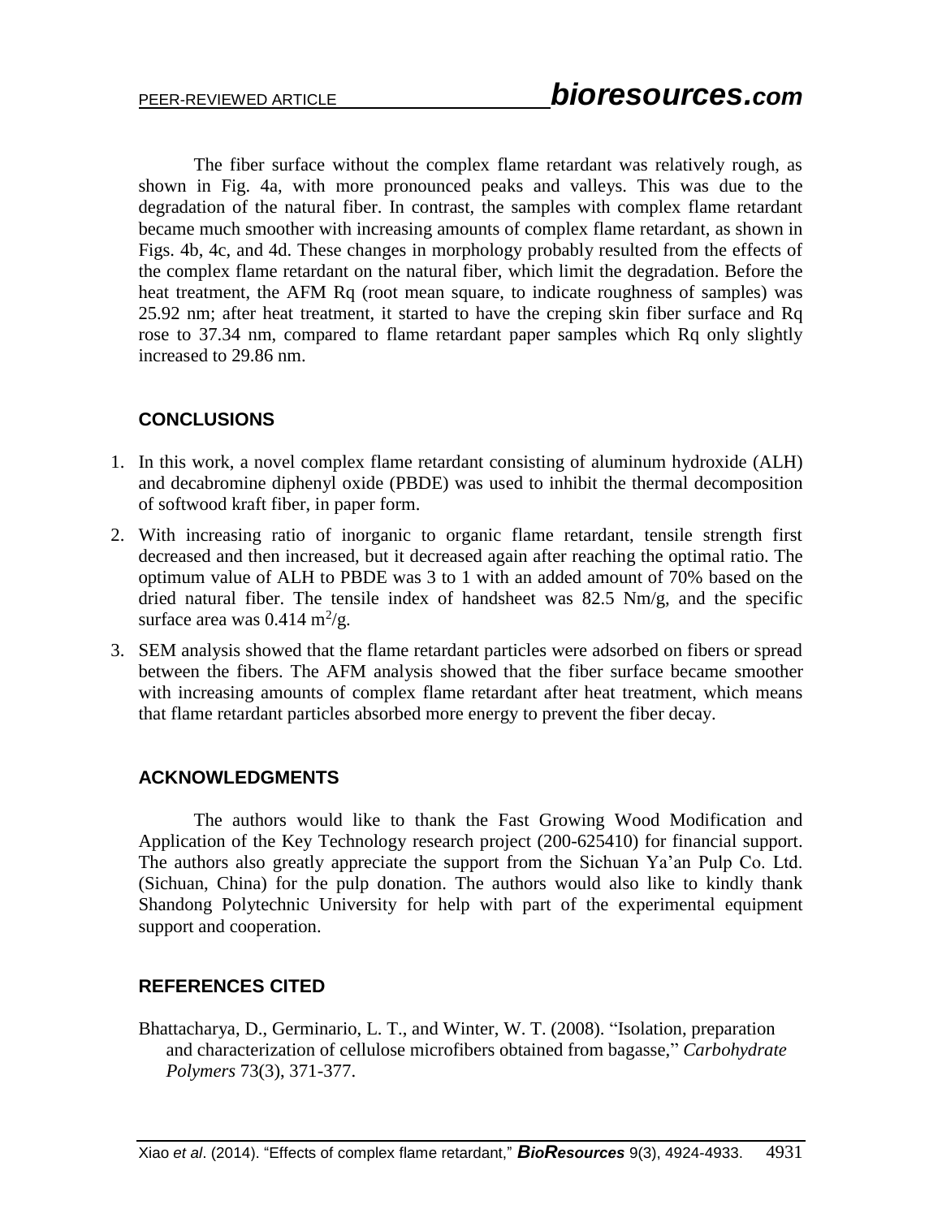The fiber surface without the complex flame retardant was relatively rough, as shown in Fig. 4a, with more pronounced peaks and valleys. This was due to the degradation of the natural fiber. In contrast, the samples with complex flame retardant became much smoother with increasing amounts of complex flame retardant, as shown in Figs. 4b, 4c, and 4d. These changes in morphology probably resulted from the effects of the complex flame retardant on the natural fiber, which limit the degradation. Before the heat treatment, the AFM Rq (root mean square, to indicate roughness of samples) was 25.92 nm; after heat treatment, it started to have the creping skin fiber surface and Rq rose to 37.34 nm, compared to flame retardant paper samples which Rq only slightly increased to 29.86 nm.

## CONCLUSIONS

1. In this work, a novel complex flame retardant consisting of aluminum hydroxide (ALH) and decabromine diphenyl oxide (PBDE) was used to inhibit the thermal decomposition of softwood kraft fiber, in paper form.
2. With increasing ratio of inorganic to organic flame retardant, tensile strength first decreased and then increased, but it decreased again after reaching the optimal ratio. The optimum value of ALH to PBDE was 3 to 1 with an added amount of 70% based on the dried natural fiber. The tensile index of handsheet was 82.5 Nm/g, and the specific surface area was 0.414 $m^2$/g.
3. SEM analysis showed that the flame retardant particles were adsorbed on fibers or spread between the fibers. The AFM analysis showed that the fiber surface became smoother with increasing amounts of complex flame retardant after heat treatment, which means that flame retardant particles absorbed more energy to prevent the fiber decay.

## ACKNOWLEDGMENTS

The authors would like to thank the Fast Growing Wood Modification and Application of the Key Technology research project (200-625410) for financial support. The authors also greatly appreciate the support from the Sichuan Ya'an Pulp Co. Ltd. (Sichuan, China) for the pulp donation. The authors would also like to kindly thank Shandong Polytechnic University for help with part of the experimental equipment support and cooperation.

## REFERENCES CITED

Bhattacharya, D., Germinario, L. T., and Winter, W. T. (2008). "Isolation, preparation and characterization of cellulose microfibers obtained from bagasse," *Carbohydrate Polymers* 73(3), 371-377.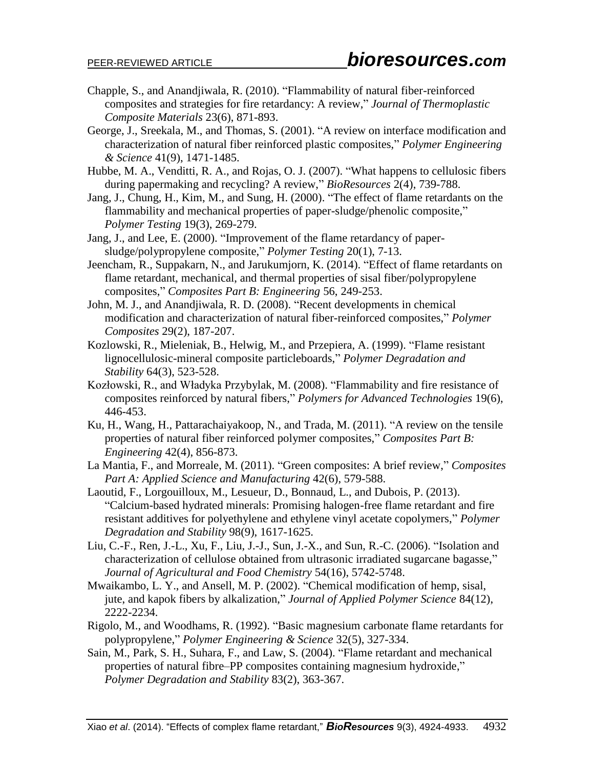Chapple, S., and Anandjiwala, R. (2010). "Flammability of natural fiber-reinforced composites and strategies for fire retardancy: A review," *Journal of Thermoplastic Composite Materials* 23(6), 871-893.

George, J., Sreekala, M., and Thomas, S. (2001). "A review on interface modification and characterization of natural fiber reinforced plastic composites," *Polymer Engineering & Science* 41(9), 1471-1485.

Hubbe, M. A., Venditti, R. A., and Rojas, O. J. (2007). "What happens to cellulosic fibers during papermaking and recycling? A review," *BioResources* 2(4), 739-788.

Jang, J., Chung, H., Kim, M., and Sung, H. (2000). "The effect of flame retardants on the flammability and mechanical properties of paper-sludge/phenolic composite," *Polymer Testing* 19(3), 269-279.

Jang, J., and Lee, E. (2000). "Improvement of the flame retardancy of paper-sludge/polypropylene composite," *Polymer Testing* 20(1), 7-13.

Jeencham, R., Suppakarn, N., and Jarukumjorn, K. (2014). "Effect of flame retardants on flame retardant, mechanical, and thermal properties of sisal fiber/polypropylene composites," *Composites Part B: Engineering* 56, 249-253.

John, M. J., and Anandjiwala, R. D. (2008). "Recent developments in chemical modification and characterization of natural fiber-reinforced composites," *Polymer Composites* 29(2), 187-207.

Kozlowski, R., Mieleniak, B., Helwig, M., and Przepiera, A. (1999). "Flame resistant lignocellulosic-mineral composite particleboards," *Polymer Degradation and Stability* 64(3), 523-528.

Kozłowski, R., and Władyka Przybylak, M. (2008). "Flammability and fire resistance of composites reinforced by natural fibers," *Polymers for Advanced Technologies* 19(6), 446-453.

Ku, H., Wang, H., Pattarachaiyakoop, N., and Trada, M. (2011). "A review on the tensile properties of natural fiber reinforced polymer composites," *Composites Part B: Engineering* 42(4), 856-873.

La Mantia, F., and Morreale, M. (2011). "Green composites: A brief review," *Composites Part A: Applied Science and Manufacturing* 42(6), 579-588.

Laoutid, F., Lorgouilloux, M., Lesueur, D., Bonnaud, L., and Dubois, P. (2013). "Calcium-based hydrated minerals: Promising halogen-free flame retardant and fire resistant additives for polyethylene and ethylene vinyl acetate copolymers," *Polymer Degradation and Stability* 98(9), 1617-1625.

Liu, C.-F., Ren, J.-L., Xu, F., Liu, J.-J., Sun, J.-X., and Sun, R.-C. (2006). "Isolation and characterization of cellulose obtained from ultrasonic irradiated sugarcane bagasse," *Journal of Agricultural and Food Chemistry* 54(16), 5742-5748.

Mwaikambo, L. Y., and Ansell, M. P. (2002). "Chemical modification of hemp, sisal, jute, and kapok fibers by alkalization," *Journal of Applied Polymer Science* 84(12), 2222-2234.

Rigolo, M., and Woodhams, R. (1992). "Basic magnesium carbonate flame retardants for polypropylene," *Polymer Engineering & Science* 32(5), 327-334.

Sain, M., Park, S. H., Suhara, F., and Law, S. (2004). "Flame retardant and mechanical properties of natural fibre–PP composites containing magnesium hydroxide," *Polymer Degradation and Stability* 83(2), 363-367.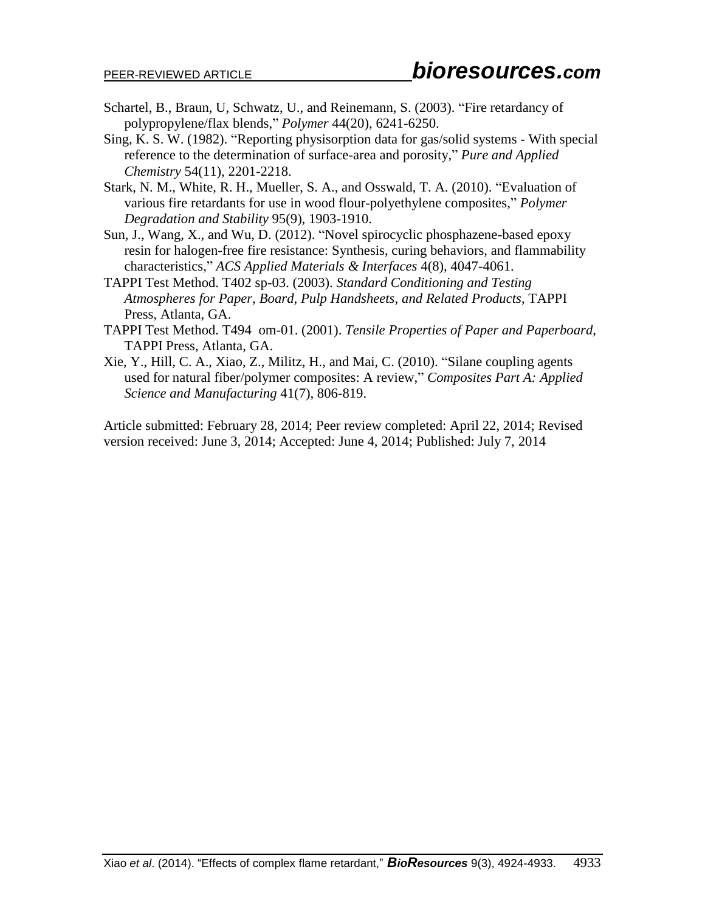Schartel, B., Braun, U, Schwatz, U., and Reinemann, S. (2003). "Fire retardancy of polypropylene/flax blends," *Polymer* 44(20), 6241-6250.

Sing, K. S. W. (1982). "Reporting physisorption data for gas/solid systems - With special reference to the determination of surface-area and porosity," *Pure and Applied Chemistry* 54(11), 2201-2218.

Stark, N. M., White, R. H., Mueller, S. A., and Osswald, T. A. (2010). "Evaluation of various fire retardants for use in wood flour-polyethylene composites," *Polymer Degradation and Stability* 95(9), 1903-1910.

Sun, J., Wang, X., and Wu, D. (2012). "Novel spirocyclic phosphazene-based epoxy resin for halogen-free fire resistance: Synthesis, curing behaviors, and flammability characteristics," *ACS Applied Materials & Interfaces* 4(8), 4047-4061.

TAPPI Test Method. T402 sp-03. (2003). *Standard Conditioning and Testing Atmospheres for Paper, Board, Pulp Handsheets, and Related Products*, TAPPI Press, Atlanta, GA.

TAPPI Test Method. T494 om-01. (2001). *Tensile Properties of Paper and Paperboard*, TAPPI Press, Atlanta, GA.

Xie, Y., Hill, C. A., Xiao, Z., Militz, H., and Mai, C. (2010). "Silane coupling agents used for natural fiber/polymer composites: A review," *Composites Part A: Applied Science and Manufacturing* 41(7), 806-819.

Article submitted: February 28, 2014; Peer review completed: April 22, 2014; Revised version received: June 3, 2014; Accepted: June 4, 2014; Published: July 7, 2014